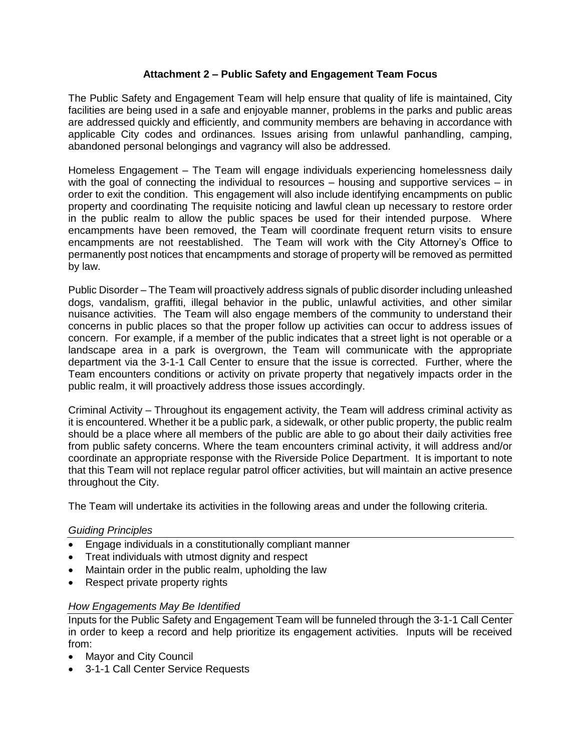# Attachment 2 – Public Safety and Engagement Team Focus

The Public Safety and Engagement Team will help ensure that quality of life is maintained, City facilities are being used in a safe and enjoyable manner, problems in the parks and public areas are addressed quickly and efficiently, and community members are behaving in accordance with applicable City codes and ordinances. Issues arising from unlawful panhandling, camping, abandoned personal belongings and vagrancy will also be addressed.

Homeless Engagement – The Team will engage individuals experiencing homelessness daily with the goal of connecting the individual to resources – housing and supportive services – in order to exit the condition. This engagement will also include identifying encampments on public property and coordinating The requisite noticing and lawful clean up necessary to restore order in the public realm to allow the public spaces be used for their intended purpose. Where encampments have been removed, the Team will coordinate frequent return visits to ensure encampments are not reestablished. The Team will work with the City Attorney's Office to permanently post notices that encampments and storage of property will be removed as permitted by law.

Public Disorder – The Team will proactively address signals of public disorder including unleashed dogs, vandalism, graffiti, illegal behavior in the public, unlawful activities, and other similar nuisance activities. The Team will also engage members of the community to understand their concerns in public places so that the proper follow up activities can occur to address issues of concern. For example, if a member of the public indicates that a street light is not operable or a landscape area in a park is overgrown, the Team will communicate with the appropriate department via the 3-1-1 Call Center to ensure that the issue is corrected. Further, where the Team encounters conditions or activity on private property that negatively impacts order in the public realm, it will proactively address those issues accordingly.

Criminal Activity – Throughout its engagement activity, the Team will address criminal activity as it is encountered. Whether it be a public park, a sidewalk, or other public property, the public realm should be a place where all members of the public are able to go about their daily activities free from public safety concerns. Where the team encounters criminal activity, it will address and/or coordinate an appropriate response with the Riverside Police Department. It is important to note that this Team will not replace regular patrol officer activities, but will maintain an active presence throughout the City.

The Team will undertake its activities in the following areas and under the following criteria.

*Guiding Principles*

- Engage individuals in a constitutionally compliant manner
- Treat individuals with utmost dignity and respect
- Maintain order in the public realm, upholding the law
- Respect private property rights

*How Engagements May Be Identified*

Inputs for the Public Safety and Engagement Team will be funneled through the 3-1-1 Call Center in order to keep a record and help prioritize its engagement activities. Inputs will be received from:

- Mayor and City Council
- 3-1-1 Call Center Service Requests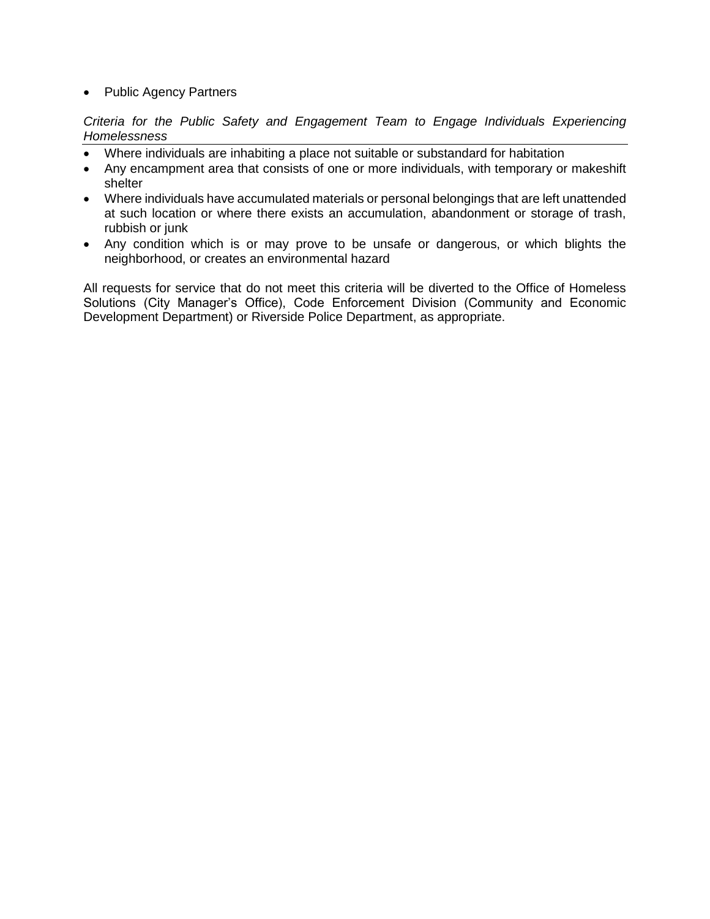- Public Agency Partners

*Criteria for the Public Safety and Engagement Team to Engage Individuals Experiencing Homelessness*

- Where individuals are inhabiting a place not suitable or substandard for habitation
- Any encampment area that consists of one or more individuals, with temporary or makeshift shelter
- Where individuals have accumulated materials or personal belongings that are left unattended at such location or where there exists an accumulation, abandonment or storage of trash, rubbish or junk
- Any condition which is or may prove to be unsafe or dangerous, or which blights the neighborhood, or creates an environmental hazard

All requests for service that do not meet this criteria will be diverted to the Office of Homeless Solutions (City Manager's Office), Code Enforcement Division (Community and Economic Development Department) or Riverside Police Department, as appropriate.